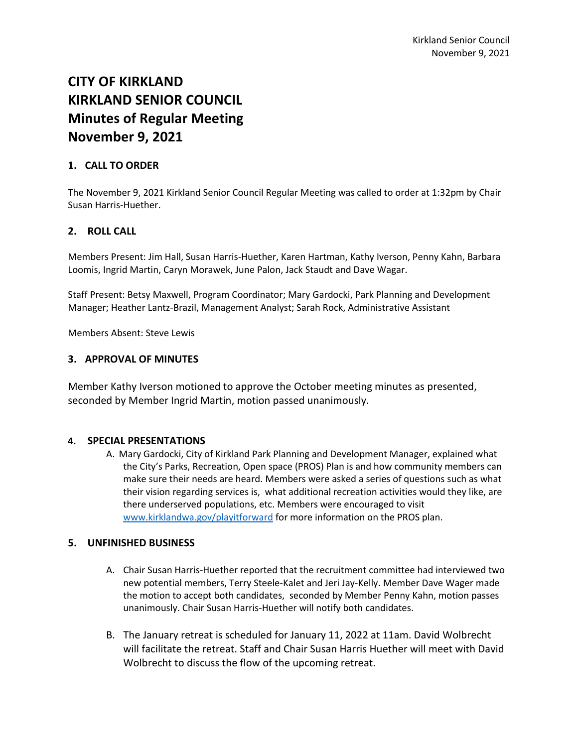# CITY OF KIRKLAND
# KIRKLAND SENIOR COUNCIL
# Minutes of Regular Meeting
# November 9, 2021

## 1. CALL TO ORDER

The November 9, 2021 Kirkland Senior Council Regular Meeting was called to order at 1:32pm by Chair Susan Harris-Huether.

## 2. ROLL CALL

Members Present: Jim Hall, Susan Harris-Huether, Karen Hartman, Kathy Iverson, Penny Kahn, Barbara Loomis, Ingrid Martin, Caryn Morawek, June Palon, Jack Staudt and Dave Wagar.

Staff Present: Betsy Maxwell, Program Coordinator; Mary Gardocki, Park Planning and Development Manager; Heather Lantz-Brazil, Management Analyst; Sarah Rock, Administrative Assistant

Members Absent: Steve Lewis

## 3. APPROVAL OF MINUTES

Member Kathy Iverson motioned to approve the October meeting minutes as presented, seconded by Member Ingrid Martin, motion passed unanimously.

## 4. SPECIAL PRESENTATIONS

A. Mary Gardocki, City of Kirkland Park Planning and Development Manager, explained what the City's Parks, Recreation, Open space (PROS) Plan is and how community members can make sure their needs are heard. Members were asked a series of questions such as what their vision regarding services is, what additional recreation activities would they like, are there underserved populations, etc. Members were encouraged to visit www.kirklandwa.gov/playitforward for more information on the PROS plan.

## 5. UNFINISHED BUSINESS

A. Chair Susan Harris-Huether reported that the recruitment committee had interviewed two new potential members, Terry Steele-Kalet and Jeri Jay-Kelly. Member Dave Wager made the motion to accept both candidates, seconded by Member Penny Kahn, motion passes unanimously. Chair Susan Harris-Huether will notify both candidates.

B. The January retreat is scheduled for January 11, 2022 at 11am. David Wolbrecht will facilitate the retreat. Staff and Chair Susan Harris Huether will meet with David Wolbrecht to discuss the flow of the upcoming retreat.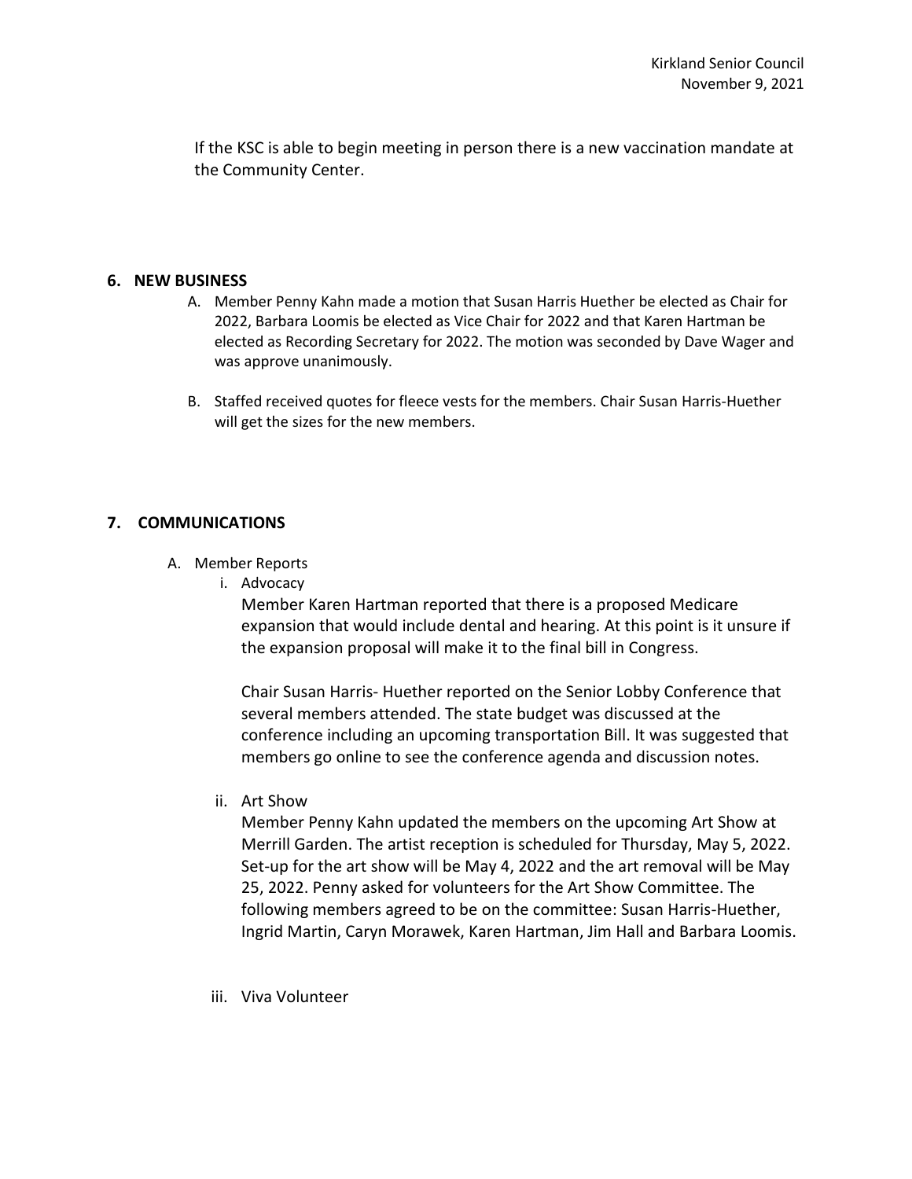If the KSC is able to begin meeting in person there is a new vaccination mandate at the Community Center.

## 6. NEW BUSINESS

A. Member Penny Kahn made a motion that Susan Harris Huether be elected as Chair for 2022, Barbara Loomis be elected as Vice Chair for 2022 and that Karen Hartman be elected as Recording Secretary for 2022. The motion was seconded by Dave Wager and was approve unanimously.

B. Staffed received quotes for fleece vests for the members. Chair Susan Harris-Huether will get the sizes for the new members.

## 7. COMMUNICATIONS

A. Member Reports

i. Advocacy

Member Karen Hartman reported that there is a proposed Medicare expansion that would include dental and hearing. At this point is it unsure if the expansion proposal will make it to the final bill in Congress.

Chair Susan Harris- Huether reported on the Senior Lobby Conference that several members attended. The state budget was discussed at the conference including an upcoming transportation Bill. It was suggested that members go online to see the conference agenda and discussion notes.

ii. Art Show

Member Penny Kahn updated the members on the upcoming Art Show at Merrill Garden. The artist reception is scheduled for Thursday, May 5, 2022. Set-up for the art show will be May 4, 2022 and the art removal will be May 25, 2022. Penny asked for volunteers for the Art Show Committee. The following members agreed to be on the committee: Susan Harris-Huether, Ingrid Martin, Caryn Morawek, Karen Hartman, Jim Hall and Barbara Loomis.

iii. Viva Volunteer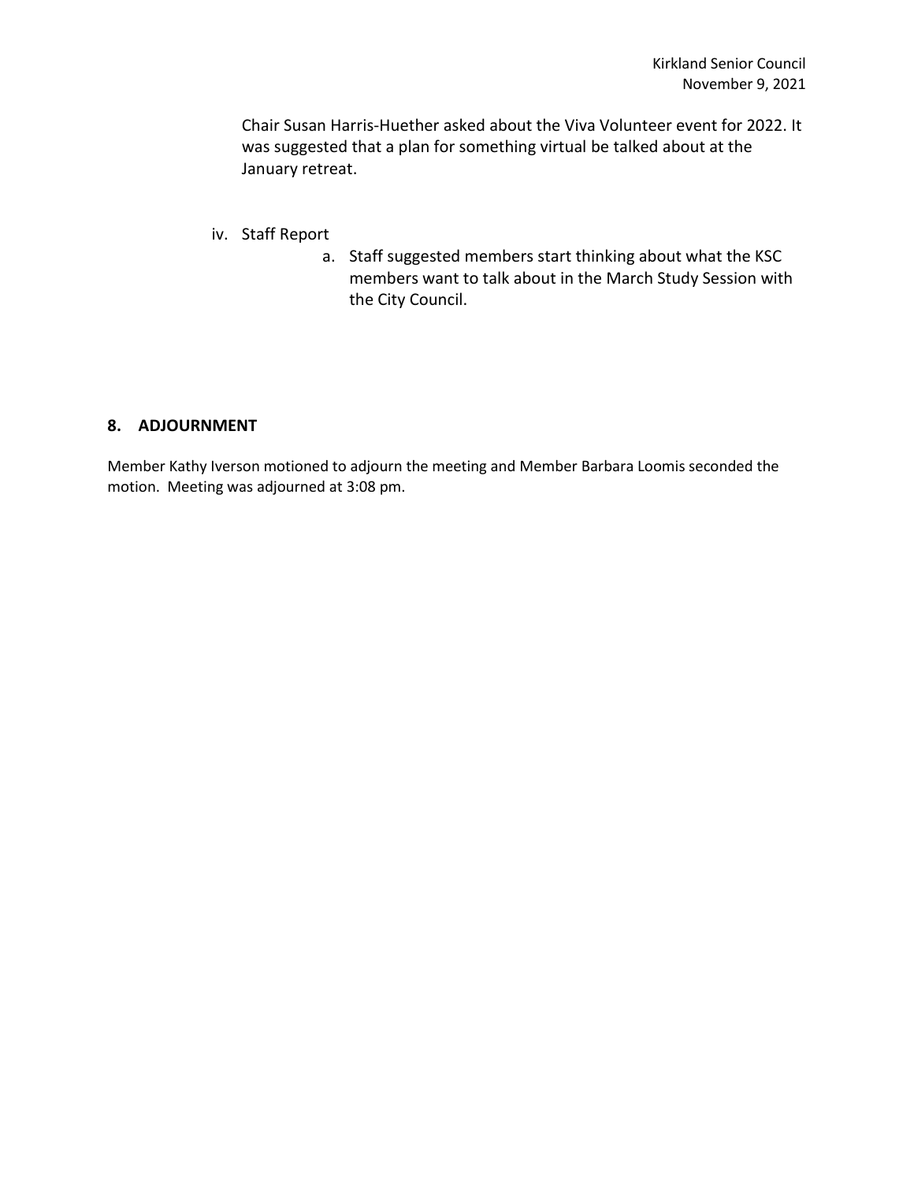Chair Susan Harris-Huether asked about the Viva Volunteer event for 2022. It was suggested that a plan for something virtual be talked about at the January retreat.

iv. Staff Report

   a. Staff suggested members start thinking about what the KSC members want to talk about in the March Study Session with the City Council.

## 8. ADJOURNMENT

Member Kathy Iverson motioned to adjourn the meeting and Member Barbara Loomis seconded the motion. Meeting was adjourned at 3:08 pm.